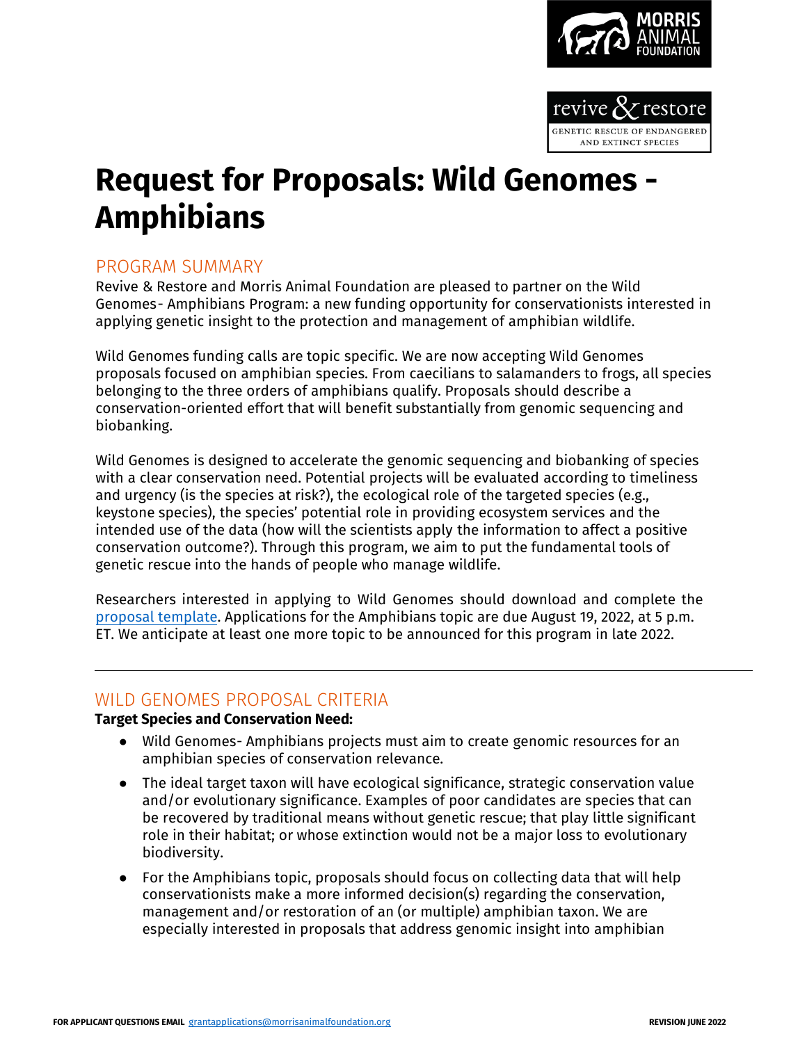# Request for Proposals: Wild Genomes - Amphibians

## PROGRAM SUMMARY

Revive & Restore and Morris Animal Foundation are pleased to partner on the Wild Genomes- Amphibians Program: a new funding opportunity for conservationists interested in applying genetic insight to the protection and management of amphibian wildlife.

Wild Genomes funding calls are topic specific. We are now accepting Wild Genomes proposals focused on amphibian species. From caecilians to salamanders to frogs, all species belonging to the three orders of amphibians qualify. Proposals should describe a conservation-oriented effort that will benefit substantially from genomic sequencing and biobanking.

Wild Genomes is designed to accelerate the genomic sequencing and biobanking of species with a clear conservation need. Potential projects will be evaluated according to timeliness and urgency (is the species at risk?), the ecological role of the targeted species (e.g., keystone species), the species' potential role in providing ecosystem services and the intended use of the data (how will the scientists apply the information to affect a positive conservation outcome?). Through this program, we aim to put the fundamental tools of genetic rescue into the hands of people who manage wildlife.

Researchers interested in applying to Wild Genomes should download and complete the [proposal template](). Applications for the Amphibians topic are due August 19, 2022, at 5 p.m. ET. We anticipate at least one more topic to be announced for this program in late 2022.

---

## WILD GENOMES PROPOSAL CRITERIA

**Target Species and Conservation Need:**

- Wild Genomes- Amphibians projects must aim to create genomic resources for an amphibian species of conservation relevance.
- The ideal target taxon will have ecological significance, strategic conservation value and/or evolutionary significance. Examples of poor candidates are species that can be recovered by traditional means without genetic rescue; that play little significant role in their habitat; or whose extinction would not be a major loss to evolutionary biodiversity.
- For the Amphibians topic, proposals should focus on collecting data that will help conservationists make a more informed decision(s) regarding the conservation, management and/or restoration of an (or multiple) amphibian taxon. We are especially interested in proposals that address genomic insight into amphibian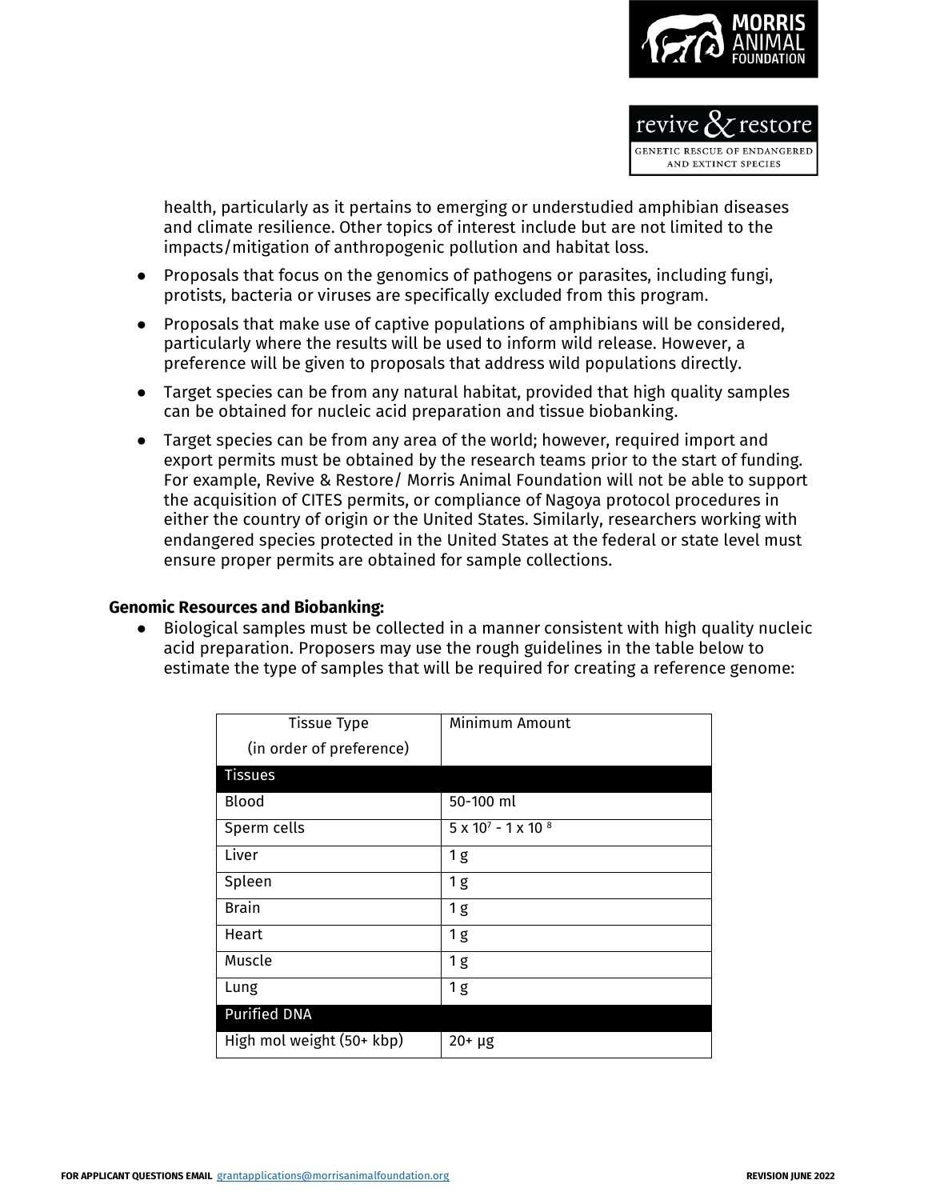health, particularly as it pertains to emerging or understudied amphibian diseases and climate resilience. Other topics of interest include but are not limited to the impacts/mitigation of anthropogenic pollution and habitat loss.

- Proposals that focus on the genomics of pathogens or parasites, including fungi, protists, bacteria or viruses are specifically excluded from this program.
- Proposals that make use of captive populations of amphibians will be considered, particularly where the results will be used to inform wild release. However, a preference will be given to proposals that address wild populations directly.
- Target species can be from any natural habitat, provided that high quality samples can be obtained for nucleic acid preparation and tissue biobanking.
- Target species can be from any area of the world; however, required import and export permits must be obtained by the research teams prior to the start of funding. For example, Revive & Restore/ Morris Animal Foundation will not be able to support the acquisition of CITES permits, or compliance of Nagoya protocol procedures in either the country of origin or the United States. Similarly, researchers working with endangered species protected in the United States at the federal or state level must ensure proper permits are obtained for sample collections.

**Genomic Resources and Biobanking:**

- Biological samples must be collected in a manner consistent with high quality nucleic acid preparation. Proposers may use the rough guidelines in the table below to estimate the type of samples that will be required for creating a reference genome:

| Tissue Type (in order of preference) | Minimum Amount |
|---|---|
| **Tissues** | |
| Blood | 50-100 ml |
| Sperm cells | $5 \times 10^7$ - $1 \times 10^8$ |
| Liver | 1 g |
| Spleen | 1 g |
| Brain | 1 g |
| Heart | 1 g |
| Muscle | 1 g |
| Lung | 1 g |
| **Purified DNA** | |
| High mol weight (50+ kbp) | 20+ µg |

FOR APPLICANT QUESTIONS EMAIL grantapplications@morrisanimalfoundation.org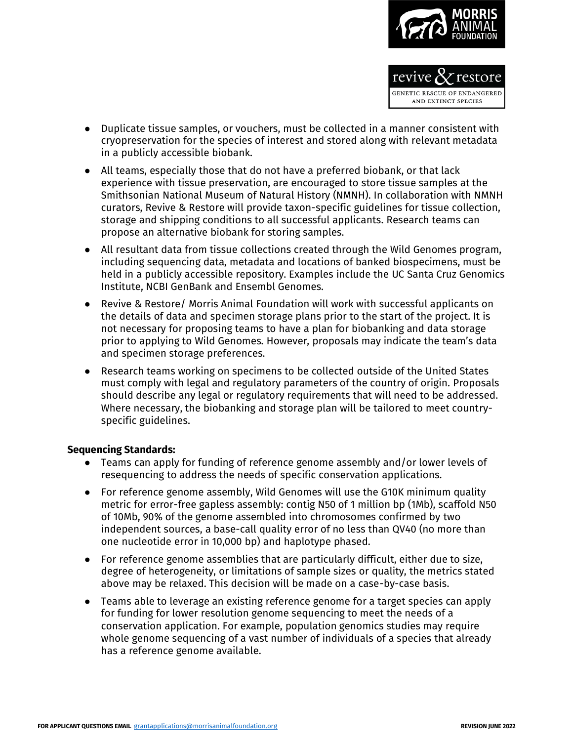- Duplicate tissue samples, or vouchers, must be collected in a manner consistent with cryopreservation for the species of interest and stored along with relevant metadata in a publicly accessible biobank.
- All teams, especially those that do not have a preferred biobank, or that lack experience with tissue preservation, are encouraged to store tissue samples at the Smithsonian National Museum of Natural History (NMNH). In collaboration with NMNH curators, Revive & Restore will provide taxon-specific guidelines for tissue collection, storage and shipping conditions to all successful applicants. Research teams can propose an alternative biobank for storing samples.
- All resultant data from tissue collections created through the Wild Genomes program, including sequencing data, metadata and locations of banked biospecimens, must be held in a publicly accessible repository. Examples include the UC Santa Cruz Genomics Institute, NCBI GenBank and Ensembl Genomes.
- Revive & Restore/ Morris Animal Foundation will work with successful applicants on the details of data and specimen storage plans prior to the start of the project. It is not necessary for proposing teams to have a plan for biobanking and data storage prior to applying to Wild Genomes. However, proposals may indicate the team's data and specimen storage preferences.
- Research teams working on specimens to be collected outside of the United States must comply with legal and regulatory parameters of the country of origin. Proposals should describe any legal or regulatory requirements that will need to be addressed. Where necessary, the biobanking and storage plan will be tailored to meet country-specific guidelines.

**Sequencing Standards:**

- Teams can apply for funding of reference genome assembly and/or lower levels of resequencing to address the needs of specific conservation applications.
- For reference genome assembly, Wild Genomes will use the G10K minimum quality metric for error-free gapless assembly: contig N50 of 1 million bp (1Mb), scaffold N50 of 10Mb, 90% of the genome assembled into chromosomes confirmed by two independent sources, a base-call quality error of no less than QV40 (no more than one nucleotide error in 10,000 bp) and haplotype phased.
- For reference genome assemblies that are particularly difficult, either due to size, degree of heterogeneity, or limitations of sample sizes or quality, the metrics stated above may be relaxed. This decision will be made on a case-by-case basis.
- Teams able to leverage an existing reference genome for a target species can apply for funding for lower resolution genome sequencing to meet the needs of a conservation application. For example, population genomics studies may require whole genome sequencing of a vast number of individuals of a species that already has a reference genome available.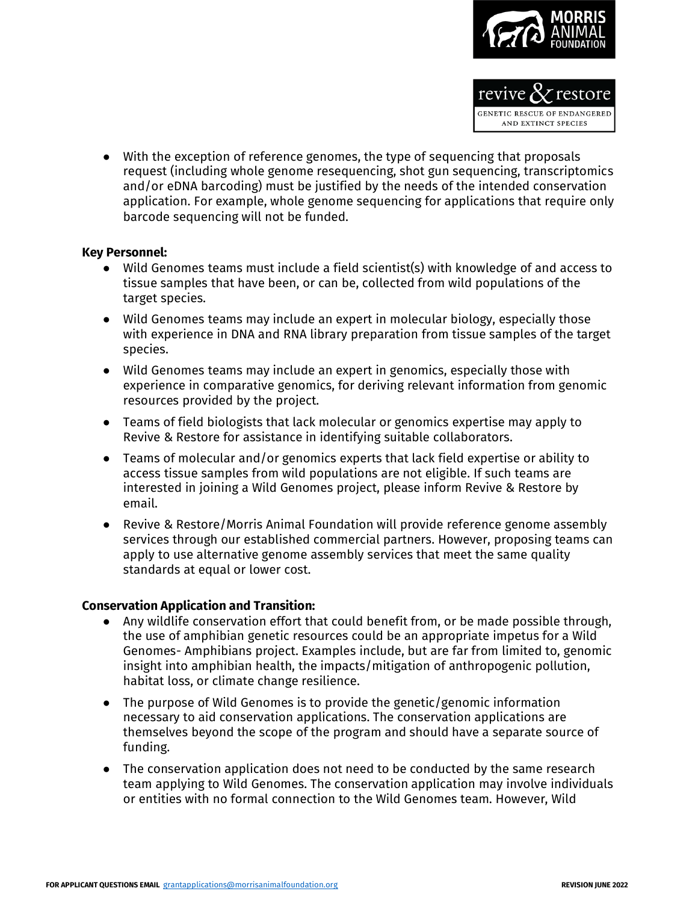- With the exception of reference genomes, the type of sequencing that proposals request (including whole genome resequencing, shot gun sequencing, transcriptomics and/or eDNA barcoding) must be justified by the needs of the intended conservation application. For example, whole genome sequencing for applications that require only barcode sequencing will not be funded.

**Key Personnel:**

- Wild Genomes teams must include a field scientist(s) with knowledge of and access to tissue samples that have been, or can be, collected from wild populations of the target species.
- Wild Genomes teams may include an expert in molecular biology, especially those with experience in DNA and RNA library preparation from tissue samples of the target species.
- Wild Genomes teams may include an expert in genomics, especially those with experience in comparative genomics, for deriving relevant information from genomic resources provided by the project.
- Teams of field biologists that lack molecular or genomics expertise may apply to Revive & Restore for assistance in identifying suitable collaborators.
- Teams of molecular and/or genomics experts that lack field expertise or ability to access tissue samples from wild populations are not eligible. If such teams are interested in joining a Wild Genomes project, please inform Revive & Restore by email.
- Revive & Restore/Morris Animal Foundation will provide reference genome assembly services through our established commercial partners. However, proposing teams can apply to use alternative genome assembly services that meet the same quality standards at equal or lower cost.

**Conservation Application and Transition:**

- Any wildlife conservation effort that could benefit from, or be made possible through, the use of amphibian genetic resources could be an appropriate impetus for a Wild Genomes- Amphibians project. Examples include, but are far from limited to, genomic insight into amphibian health, the impacts/mitigation of anthropogenic pollution, habitat loss, or climate change resilience.
- The purpose of Wild Genomes is to provide the genetic/genomic information necessary to aid conservation applications. The conservation applications are themselves beyond the scope of the program and should have a separate source of funding.
- The conservation application does not need to be conducted by the same research team applying to Wild Genomes. The conservation application may involve individuals or entities with no formal connection to the Wild Genomes team. However, Wild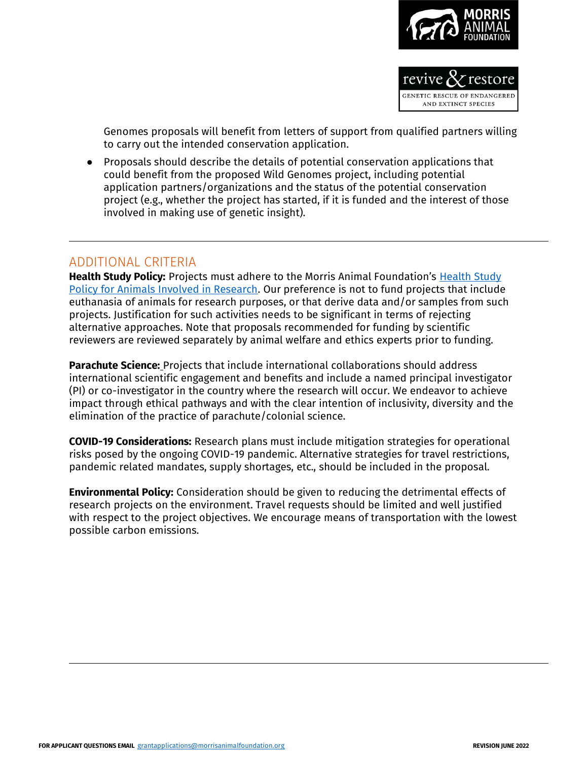Genomes proposals will benefit from letters of support from qualified partners willing to carry out the intended conservation application.

- Proposals should describe the details of potential conservation applications that could benefit from the proposed Wild Genomes project, including potential application partners/organizations and the status of the potential conservation project (e.g., whether the project has started, if it is funded and the interest of those involved in making use of genetic insight).

---

## ADDITIONAL CRITERIA

**Health Study Policy:** Projects must adhere to the Morris Animal Foundation's [Health Study Policy for Animals Involved in Research](). Our preference is not to fund projects that include euthanasia of animals for research purposes, or that derive data and/or samples from such projects. Justification for such activities needs to be significant in terms of rejecting alternative approaches. Note that proposals recommended for funding by scientific reviewers are reviewed separately by animal welfare and ethics experts prior to funding.

**Parachute Science:** Projects that include international collaborations should address international scientific engagement and benefits and include a named principal investigator (PI) or co-investigator in the country where the research will occur. We endeavor to achieve impact through ethical pathways and with the clear intention of inclusivity, diversity and the elimination of the practice of parachute/colonial science.

**COVID-19 Considerations:** Research plans must include mitigation strategies for operational risks posed by the ongoing COVID-19 pandemic. Alternative strategies for travel restrictions, pandemic related mandates, supply shortages, etc., should be included in the proposal.

**Environmental Policy:** Consideration should be given to reducing the detrimental effects of research projects on the environment. Travel requests should be limited and well justified with respect to the project objectives. We encourage means of transportation with the lowest possible carbon emissions.

---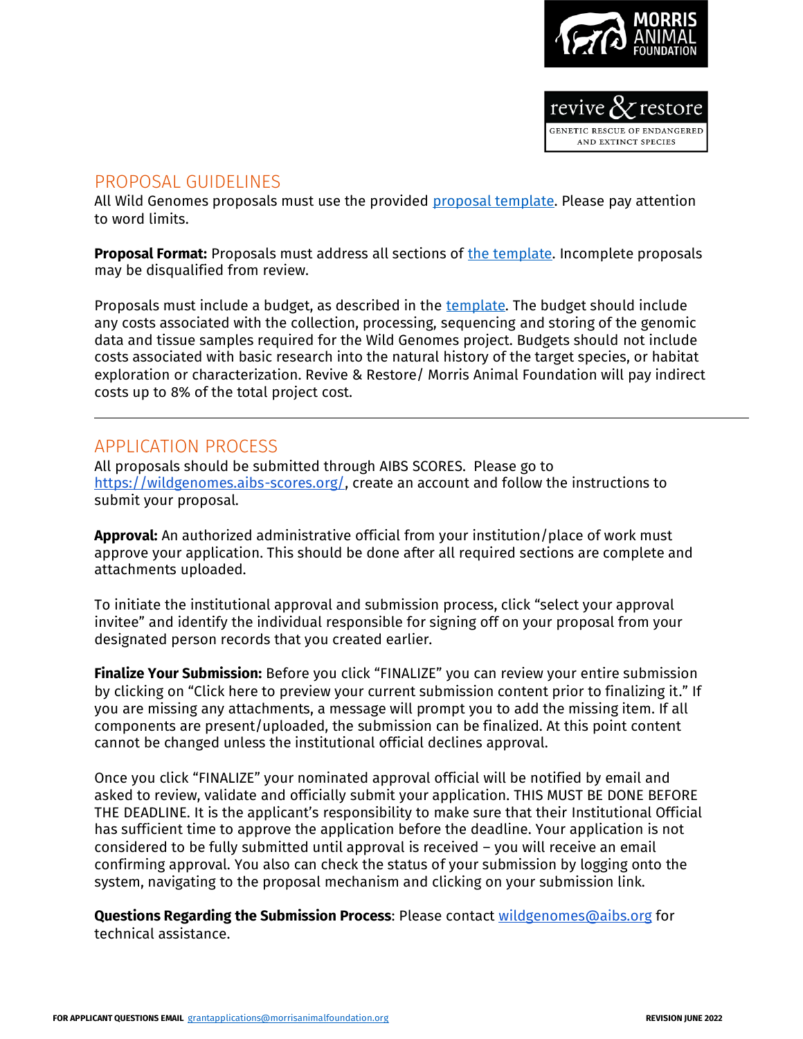## PROPOSAL GUIDELINES

All Wild Genomes proposals must use the provided [proposal template](). Please pay attention to word limits.

**Proposal Format:** Proposals must address all sections of [the template](). Incomplete proposals may be disqualified from review.

Proposals must include a budget, as described in the [template](). The budget should include any costs associated with the collection, processing, sequencing and storing of the genomic data and tissue samples required for the Wild Genomes project. Budgets should not include costs associated with basic research into the natural history of the target species, or habitat exploration or characterization. Revive & Restore/ Morris Animal Foundation will pay indirect costs up to 8% of the total project cost.

---

## APPLICATION PROCESS

All proposals should be submitted through AIBS SCORES. Please go to https://wildgenomes.aibs-scores.org/, create an account and follow the instructions to submit your proposal.

**Approval:** An authorized administrative official from your institution/place of work must approve your application. This should be done after all required sections are complete and attachments uploaded.

To initiate the institutional approval and submission process, click "select your approval invitee" and identify the individual responsible for signing off on your proposal from your designated person records that you created earlier.

**Finalize Your Submission:** Before you click "FINALIZE" you can review your entire submission by clicking on "Click here to preview your current submission content prior to finalizing it." If you are missing any attachments, a message will prompt you to add the missing item. If all components are present/uploaded, the submission can be finalized. At this point content cannot be changed unless the institutional official declines approval.

Once you click "FINALIZE" your nominated approval official will be notified by email and asked to review, validate and officially submit your application. THIS MUST BE DONE BEFORE THE DEADLINE. It is the applicant's responsibility to make sure that their Institutional Official has sufficient time to approve the application before the deadline. Your application is not considered to be fully submitted until approval is received – you will receive an email confirming approval. You also can check the status of your submission by logging onto the system, navigating to the proposal mechanism and clicking on your submission link.

**Questions Regarding the Submission Process**: Please contact wildgenomes@aibs.org for technical assistance.